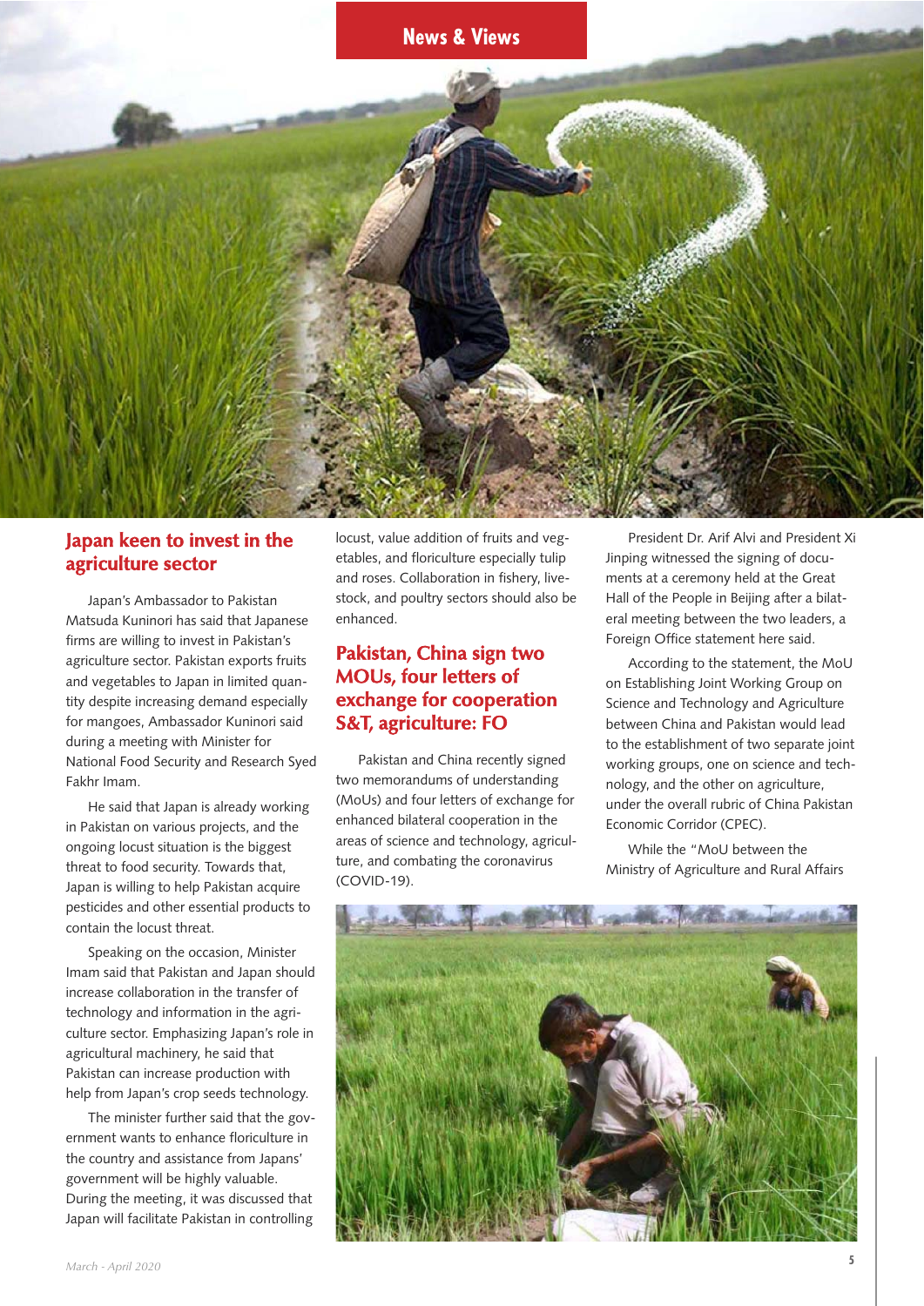## News & Views

## Japan keen to invest in the agriculture sector

Japan's Ambassador to Pakistan Matsuda Kuninori has said that Japanese firms are willing to invest in Pakistan's agriculture sector. Pakistan exports fruits and vegetables to Japan in limited quantity despite increasing demand especially for mangoes, Ambassador Kuninori said during a meeting with Minister for National Food Security and Research Syed Fakhr Imam.

He said that Japan is already working in Pakistan on various projects, and the ongoing locust situation is the biggest threat to food security. Towards that, Japan is willing to help Pakistan acquire pesticides and other essential products to contain the locust threat.

Speaking on the occasion, Minister Imam said that Pakistan and Japan should increase collaboration in the transfer of technology and information in the agriculture sector. Emphasizing Japan's role in agricultural machinery, he said that Pakistan can increase production with help from Japan's crop seeds technology.

The minister further said that the government wants to enhance floriculture in the country and assistance from Japans' government will be highly valuable. During the meeting, it was discussed that Japan will facilitate Pakistan in controlling locust, value addition of fruits and vegetables, and floriculture especially tulip and roses. Collaboration in fishery, livestock, and poultry sectors should also be enhanced.

## Pakistan, China sign two MOUs, four letters of exchange for cooperation S&T, agriculture: FO

Pakistan and China recently signed two memorandums of understanding (MoUs) and four letters of exchange for enhanced bilateral cooperation in the areas of science and technology, agriculture, and combating the coronavirus (COVID-19).

President Dr. Arif Alvi and President Xi Jinping witnessed the signing of documents at a ceremony held at the Great Hall of the People in Beijing after a bilateral meeting between the two leaders, a Foreign Office statement here said.

According to the statement, the MoU on Establishing Joint Working Group on Science and Technology and Agriculture between China and Pakistan would lead to the establishment of two separate joint working groups, one on science and technology, and the other on agriculture, under the overall rubric of China Pakistan Economic Corridor (CPEC).

While the "MoU between the Ministry of Agriculture and Rural Affairs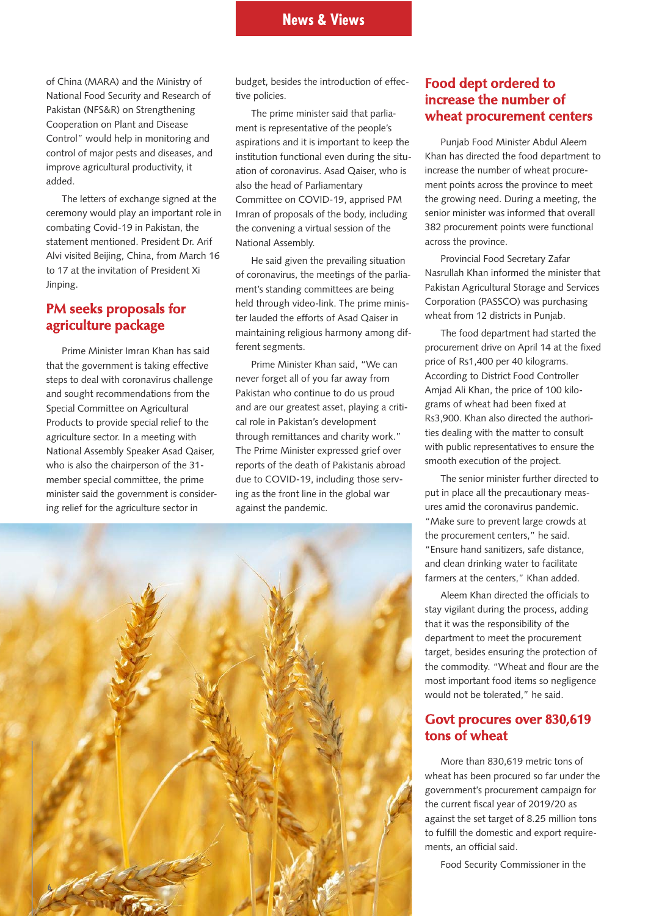of China (MARA) and the Ministry of National Food Security and Research of Pakistan (NFS&R) on Strengthening Cooperation on Plant and Disease Control" would help in monitoring and control of major pests and diseases, and improve agricultural productivity, it added.

The letters of exchange signed at the ceremony would play an important role in combating Covid-19 in Pakistan, the statement mentioned. President Dr. Arif Alvi visited Beijing, China, from March 16 to 17 at the invitation of President Xi Jinping.

## PM seeks proposals for agriculture package

Prime Minister Imran Khan has said that the government is taking effective steps to deal with coronavirus challenge and sought recommendations from the Special Committee on Agricultural Products to provide special relief to the agriculture sector. In a meeting with National Assembly Speaker Asad Qaiser, who is also the chairperson of the 31-member special committee, the prime minister said the government is considering relief for the agriculture sector in budget, besides the introduction of effective policies.

The prime minister said that parliament is representative of the people's aspirations and it is important to keep the institution functional even during the situation of coronavirus. Asad Qaiser, who is also the head of Parliamentary Committee on COVID-19, apprised PM Imran of proposals of the body, including the convening a virtual session of the National Assembly.

He said given the prevailing situation of coronavirus, the meetings of the parliament's standing committees are being held through video-link. The prime minister lauded the efforts of Asad Qaiser in maintaining religious harmony among different segments.

Prime Minister Khan said, "We can never forget all of you far away from Pakistan who continue to do us proud and are our greatest asset, playing a critical role in Pakistan's development through remittances and charity work." The Prime Minister expressed grief over reports of the death of Pakistanis abroad due to COVID-19, including those serving as the front line in the global war against the pandemic.

## Food dept ordered to increase the number of wheat procurement centers

Punjab Food Minister Abdul Aleem Khan has directed the food department to increase the number of wheat procurement points across the province to meet the growing need. During a meeting, the senior minister was informed that overall 382 procurement points were functional across the province.

Provincial Food Secretary Zafar Nasrullah Khan informed the minister that Pakistan Agricultural Storage and Services Corporation (PASSCO) was purchasing wheat from 12 districts in Punjab.

The food department had started the procurement drive on April 14 at the fixed price of Rs1,400 per 40 kilograms. According to District Food Controller Amjad Ali Khan, the price of 100 kilograms of wheat had been fixed at Rs3,900. Khan also directed the authorities dealing with the matter to consult with public representatives to ensure the smooth execution of the project.

The senior minister further directed to put in place all the precautionary measures amid the coronavirus pandemic. "Make sure to prevent large crowds at the procurement centers," he said. "Ensure hand sanitizers, safe distance, and clean drinking water to facilitate farmers at the centers," Khan added.

Aleem Khan directed the officials to stay vigilant during the process, adding that it was the responsibility of the department to meet the procurement target, besides ensuring the protection of the commodity. "Wheat and flour are the most important food items so negligence would not be tolerated," he said.

## Govt procures over 830,619 tons of wheat

More than 830,619 metric tons of wheat has been procured so far under the government's procurement campaign for the current fiscal year of 2019/20 as against the set target of 8.25 million tons to fulfill the domestic and export requirements, an official said.

Food Security Commissioner in the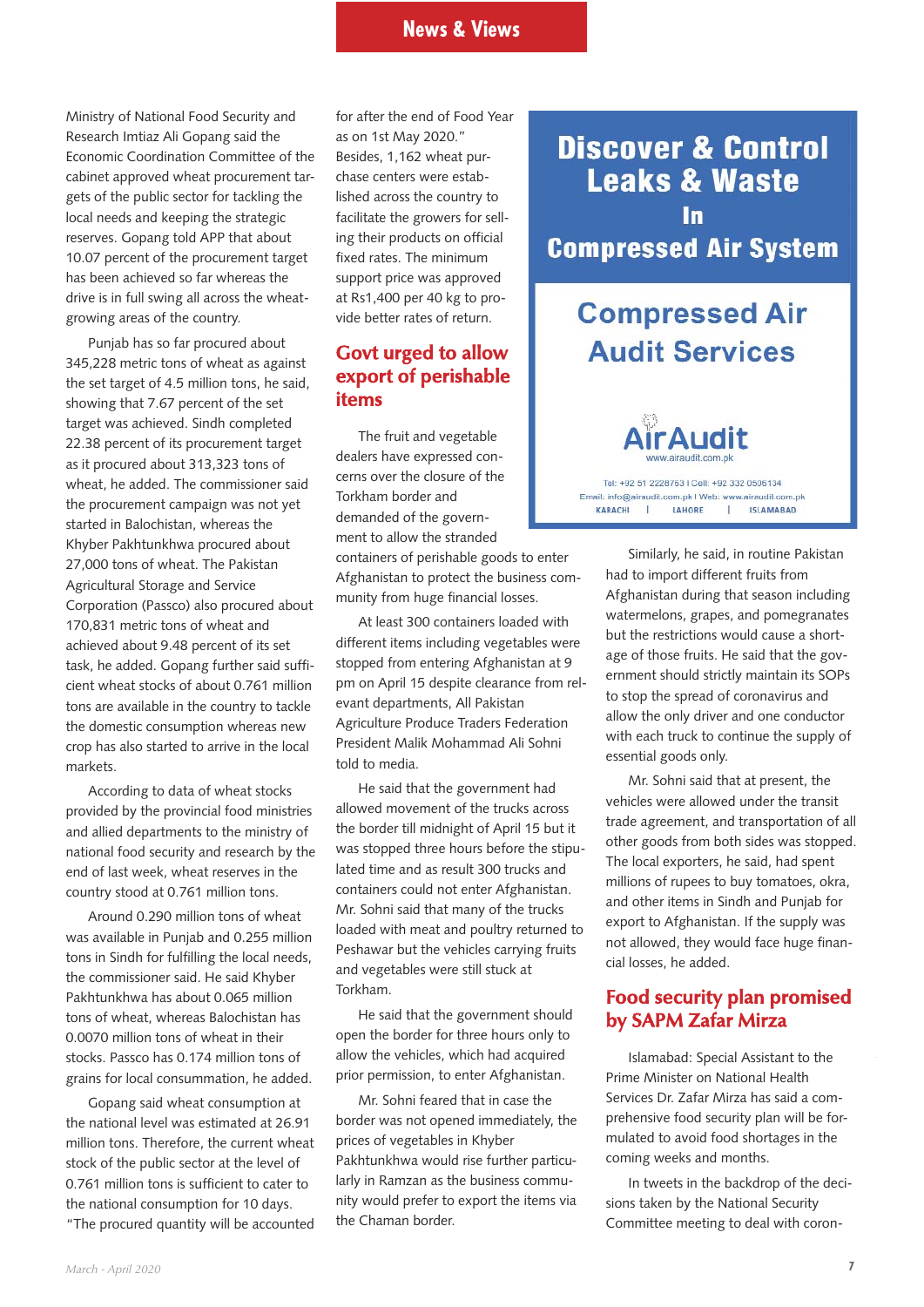Ministry of National Food Security and Research Imtiaz Ali Gopang said the Economic Coordination Committee of the cabinet approved wheat procurement targets of the public sector for tackling the local needs and keeping the strategic reserves. Gopang told APP that about 10.07 percent of the procurement target has been achieved so far whereas the drive is in full swing all across the wheat-growing areas of the country.

Punjab has so far procured about 345,228 metric tons of wheat as against the set target of 4.5 million tons, he said, showing that 7.67 percent of the set target was achieved. Sindh completed 22.38 percent of its procurement target as it procured about 313,323 tons of wheat, he added. The commissioner said the procurement campaign was not yet started in Balochistan, whereas the Khyber Pakhtunkhwa procured about 27,000 tons of wheat. The Pakistan Agricultural Storage and Service Corporation (Passco) also procured about 170,831 metric tons of wheat and achieved about 9.48 percent of its set task, he added. Gopang further said sufficient wheat stocks of about 0.761 million tons are available in the country to tackle the domestic consumption whereas new crop has also started to arrive in the local markets.

According to data of wheat stocks provided by the provincial food ministries and allied departments to the ministry of national food security and research by the end of last week, wheat reserves in the country stood at 0.761 million tons.

Around 0.290 million tons of wheat was available in Punjab and 0.255 million tons in Sindh for fulfilling the local needs, the commissioner said. He said Khyber Pakhtunkhwa has about 0.065 million tons of wheat, whereas Balochistan has 0.0070 million tons of wheat in their stocks. Passco has 0.174 million tons of grains for local consummation, he added.

Gopang said wheat consumption at the national level was estimated at 26.91 million tons. Therefore, the current wheat stock of the public sector at the level of 0.761 million tons is sufficient to cater to the national consumption for 10 days. "The procured quantity will be accounted for after the end of Food Year as on 1st May 2020."

Besides, 1,162 wheat purchase centers were established across the country to facilitate the growers for selling their products on official fixed rates. The minimum support price was approved at Rs1,400 per 40 kg to provide better rates of return.

## Govt urged to allow export of perishable items

The fruit and vegetable dealers have expressed concerns over the closure of the Torkham border and demanded of the government to allow the stranded containers of perishable goods to enter Afghanistan to protect the business community from huge financial losses.

At least 300 containers loaded with different items including vegetables were stopped from entering Afghanistan at 9 pm on April 15 despite clearance from relevant departments, All Pakistan Agriculture Produce Traders Federation President Malik Mohammad Ali Sohni told to media.

He said that the government had allowed movement of the trucks across the border till midnight of April 15 but it was stopped three hours before the stipulated time and as result 300 trucks and containers could not enter Afghanistan. Mr. Sohni said that many of the trucks loaded with meat and poultry returned to Peshawar but the vehicles carrying fruits and vegetables were still stuck at Torkham.

He said that the government should open the border for three hours only to allow the vehicles, which had acquired prior permission, to enter Afghanistan.

Mr. Sohni feared that in case the border was not opened immediately, the prices of vegetables in Khyber Pakhtunkhwa would rise further particularly in Ramzan as the business community would prefer to export the items via the Chaman border.

Similarly, he said, in routine Pakistan had to import different fruits from Afghanistan during that season including watermelons, grapes, and pomegranates but the restrictions would cause a shortage of those fruits. He said that the government should strictly maintain its SOPs to stop the spread of coronavirus and allow the only driver and one conductor with each truck to continue the supply of essential goods only.

Mr. Sohni said that at present, the vehicles were allowed under the transit trade agreement, and transportation of all other goods from both sides was stopped. The local exporters, he said, had spent millions of rupees to buy tomatoes, okra, and other items in Sindh and Punjab for export to Afghanistan. If the supply was not allowed, they would face huge financial losses, he added.

## Food security plan promised by SAPM Zafar Mirza

Islamabad: Special Assistant to the Prime Minister on National Health Services Dr. Zafar Mirza has said a comprehensive food security plan will be formulated to avoid food shortages in the coming weeks and months.

In tweets in the backdrop of the decisions taken by the National Security Committee meeting to deal with coron-

---

**Discover & Control Leaks & Waste In Compressed Air System**

**Compressed Air Audit Services**

**AirAudit**
www.airaudit.com.pk

Tel: +92 51 2228763 | Cell: +92 332 0506134
Email: info@airaudit.com.pk | Web: www.airaudit.com.pk
KARACHI | LAHORE | ISLAMABAD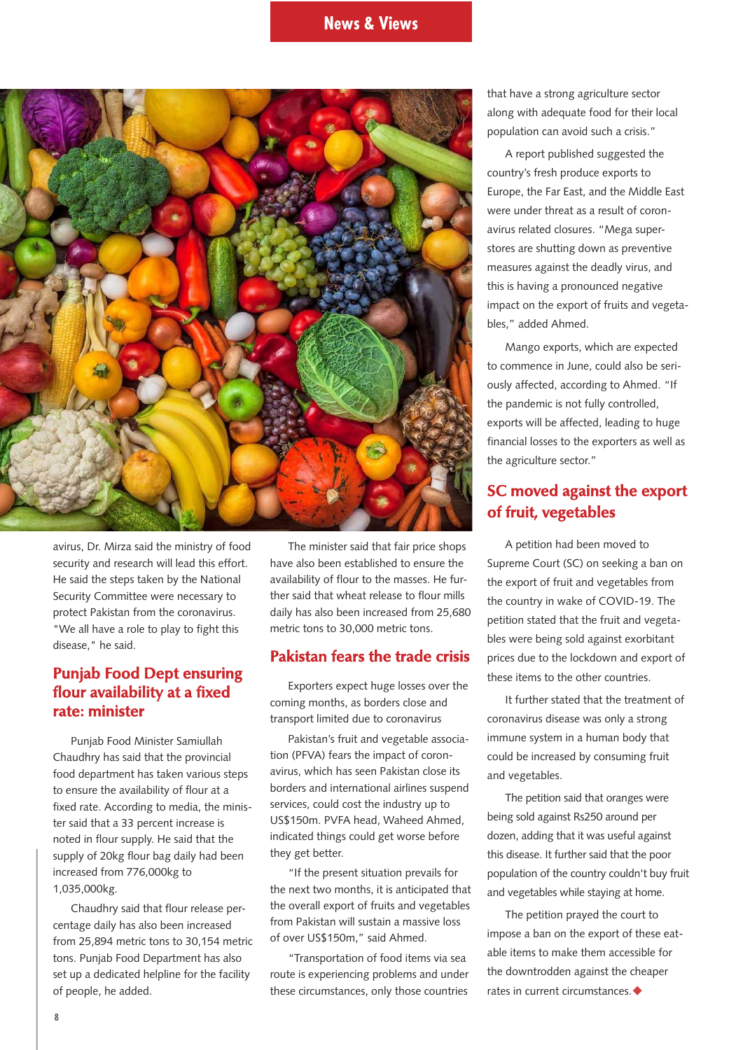avirus, Dr. Mirza said the ministry of food security and research will lead this effort. He said the steps taken by the National Security Committee were necessary to protect Pakistan from the coronavirus. "We all have a role to play to fight this disease," he said.

## Punjab Food Dept ensuring flour availability at a fixed rate: minister

Punjab Food Minister Samiullah Chaudhry has said that the provincial food department has taken various steps to ensure the availability of flour at a fixed rate. According to media, the minister said that a 33 percent increase is noted in flour supply. He said that the supply of 20kg flour bag daily had been increased from 776,000kg to 1,035,000kg.

Chaudhry said that flour release percentage daily has also been increased from 25,894 metric tons to 30,154 metric tons. Punjab Food Department has also set up a dedicated helpline for the facility of people, he added.

The minister said that fair price shops have also been established to ensure the availability of flour to the masses. He further said that wheat release to flour mills daily has also been increased from 25,680 metric tons to 30,000 metric tons.

## Pakistan fears the trade crisis

Exporters expect huge losses over the coming months, as borders close and transport limited due to coronavirus

Pakistan's fruit and vegetable association (PFVA) fears the impact of coronavirus, which has seen Pakistan close its borders and international airlines suspend services, could cost the industry up to US$150m. PVFA head, Waheed Ahmed, indicated things could get worse before they get better.

"If the present situation prevails for the next two months, it is anticipated that the overall export of fruits and vegetables from Pakistan will sustain a massive loss of over US$150m," said Ahmed.

"Transportation of food items via sea route is experiencing problems and under these circumstances, only those countries that have a strong agriculture sector along with adequate food for their local population can avoid such a crisis."

A report published suggested the country's fresh produce exports to Europe, the Far East, and the Middle East were under threat as a result of coronavirus related closures. "Mega superstores are shutting down as preventive measures against the deadly virus, and this is having a pronounced negative impact on the export of fruits and vegetables," added Ahmed.

Mango exports, which are expected to commence in June, could also be seriously affected, according to Ahmed. "If the pandemic is not fully controlled, exports will be affected, leading to huge financial losses to the exporters as well as the agriculture sector."

## SC moved against the export of fruit, vegetables

A petition had been moved to Supreme Court (SC) on seeking a ban on the export of fruit and vegetables from the country in wake of COVID-19. The petition stated that the fruit and vegetables were being sold against exorbitant prices due to the lockdown and export of these items to the other countries.

It further stated that the treatment of coronavirus disease was only a strong immune system in a human body that could be increased by consuming fruit and vegetables.

The petition said that oranges were being sold against Rs250 around per dozen, adding that it was useful against this disease. It further said that the poor population of the country couldn't buy fruit and vegetables while staying at home.

The petition prayed the court to impose a ban on the export of these eatable items to make them accessible for the downtrodden against the cheaper rates in current circumstances.◆